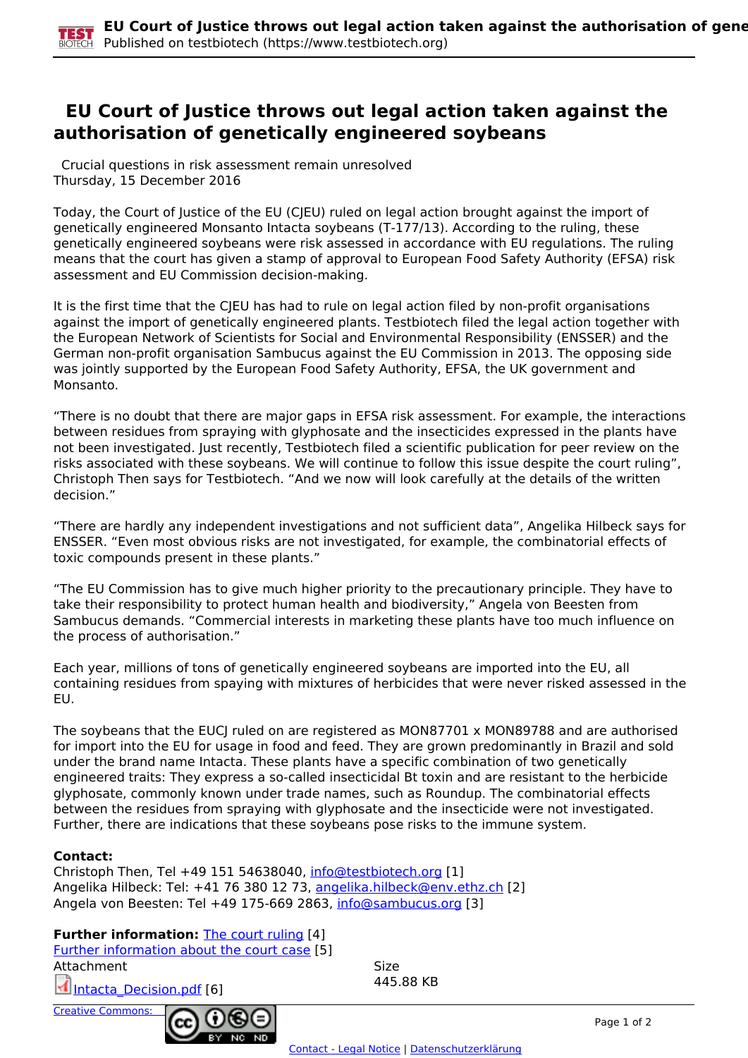# EU Court of Justice throws out legal action taken against the authorisation of genetically engineered soybeans

Crucial questions in risk assessment remain unresolved
Thursday, 15 December 2016

Today, the Court of Justice of the EU (CJEU) ruled on legal action brought against the import of genetically engineered Monsanto Intacta soybeans (T-177/13). According to the ruling, these genetically engineered soybeans were risk assessed in accordance with EU regulations. The ruling means that the court has given a stamp of approval to European Food Safety Authority (EFSA) risk assessment and EU Commission decision-making.

It is the first time that the CJEU has had to rule on legal action filed by non-profit organisations against the import of genetically engineered plants. Testbiotech filed the legal action together with the European Network of Scientists for Social and Environmental Responsibility (ENSSER) and the German non-profit organisation Sambucus against the EU Commission in 2013. The opposing side was jointly supported by the European Food Safety Authority, EFSA, the UK government and Monsanto.

“There is no doubt that there are major gaps in EFSA risk assessment. For example, the interactions between residues from spraying with glyphosate and the insecticides expressed in the plants have not been investigated. Just recently, Testbiotech filed a scientific publication for peer review on the risks associated with these soybeans. We will continue to follow this issue despite the court ruling”, Christoph Then says for Testbiotech. “And we now will look carefully at the details of the written decision.”

“There are hardly any independent investigations and not sufficient data”, Angelika Hilbeck says for ENSSER. “Even most obvious risks are not investigated, for example, the combinatorial effects of toxic compounds present in these plants.”

“The EU Commission has to give much higher priority to the precautionary principle. They have to take their responsibility to protect human health and biodiversity,” Angela von Beesten from Sambucus demands. “Commercial interests in marketing these plants have too much influence on the process of authorisation.”

Each year, millions of tons of genetically engineered soybeans are imported into the EU, all containing residues from spaying with mixtures of herbicides that were never risked assessed in the EU.

The soybeans that the EUCJ ruled on are registered as MON87701 x MON89788 and are authorised for import into the EU for usage in food and feed. They are grown predominantly in Brazil and sold under the brand name Intacta. These plants have a specific combination of two genetically engineered traits: They express a so-called insecticidal Bt toxin and are resistant to the herbicide glyphosate, commonly known under trade names, such as Roundup. The combinatorial effects between the residues from spraying with glyphosate and the insecticide were not investigated. Further, there are indications that these soybeans pose risks to the immune system.

**Contact:**
Christoph Then, Tel +49 151 54638040, info@testbiotech.org [1]
Angelika Hilbeck: Tel: +41 76 380 12 73, angelika.hilbeck@env.ethz.ch [2]
Angela von Beesten: Tel +49 175-669 2863, info@sambucus.org [3]

**Further information:** The court ruling [4]
Further information about the court case [5]

| Attachment | Size |
| --- | --- |
| Intacta_Decision.pdf [6] | 445.88 KB |

Creative Commons: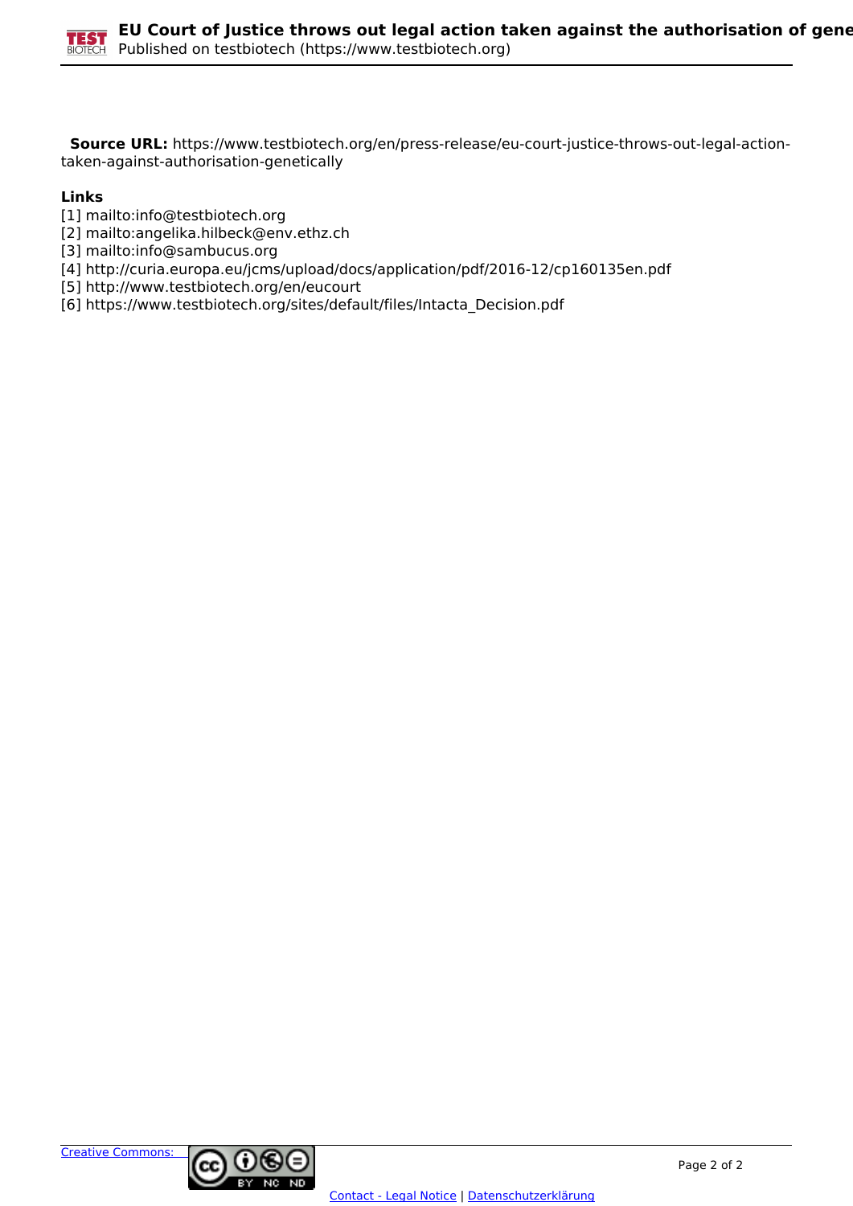**Source URL:** https://www.testbiotech.org/en/press-release/eu-court-justice-throws-out-legal-action-taken-against-authorisation-genetically

**Links**

[1] mailto:info@testbiotech.org
[2] mailto:angelika.hilbeck@env.ethz.ch
[3] mailto:info@sambucus.org
[4] http://curia.europa.eu/jcms/upload/docs/application/pdf/2016-12/cp160135en.pdf
[5] http://www.testbiotech.org/en/eucourt
[6] https://www.testbiotech.org/sites/default/files/Intacta_Decision.pdf